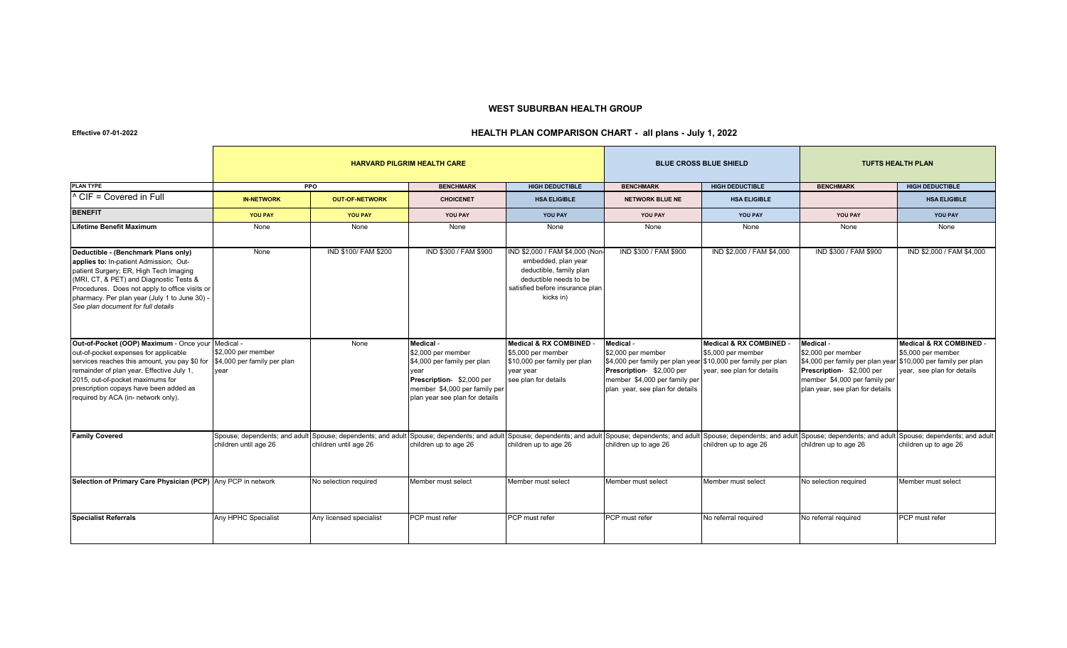# WEST SUBURBAN HEALTH GROUP

**Effective 07-01-2022**

## HEALTH PLAN COMPARISON CHART - all plans - July 1, 2022

| | HARVARD PILGRIM HEALTH CARE | | | | BLUE CROSS BLUE SHIELD | | TUFTS HEALTH PLAN | |
|---|---|---|---|---|---|---|---|---|
| **PLAN TYPE** | **PPO** | | **BENCHMARK** | **HIGH DEDUCTIBLE** | **BENCHMARK** | **HIGH DEDUCTIBLE** | **BENCHMARK** | **HIGH DEDUCTIBLE** |
| ^ CIF = Covered in Full | **IN-NETWORK** | **OUT-OF-NETWORK** | **CHOICENET** | **HSA ELIGIBLE** | **NETWORK BLUE NE** | **HSA ELIGIBLE** | | **HSA ELIGIBLE** |
| **BENEFIT** | **YOU PAY** | **YOU PAY** | **YOU PAY** | **YOU PAY** | **YOU PAY** | **YOU PAY** | **YOU PAY** | **YOU PAY** |
| **Lifetime Benefit Maximum** | None | None | None | None | None | None | None | None |
| **Deductible - (Benchmark Plans only) applies to:** In-patient Admission; Out-patient Surgery; ER, High Tech Imaging (MRI, CT, & PET) and Diagnostic Tests & Procedures. Does not apply to office visits or pharmacy. Per plan year (July 1 to June 30) - *See plan document for full details* | None | IND $100/ FAM $200 | IND $300 / FAM $900 | IND $2,000 / FAM $4,000 (Non-embedded, plan year deductible, family plan deductible needs to be satisfied before insurance plan kicks in) | IND $300 / FAM $900 | IND $2,000 / FAM $4,000 | IND $300 / FAM $900 | IND $2,000 / FAM $4,000 |
| **Out-of-Pocket (OOP) Maximum** - Once your out-of-pocket expenses for applicable services reaches this amount, you pay $0 for remainder of plan year. Effective July 1, 2015, out-of-pocket maximums for prescription copays have been added as required by ACA (in- network only). | Medical - $2,000 per member $4,000 per family per plan year | None | **Medical** - $2,000 per member $4,000 per family per plan year **Prescription**- $2,000 per member $4,000 per family per plan year see plan for details | **Medical & RX COMBINED** - $5,000 per member $10,000 per family per plan year year see plan for details | **Medical** - $2,000 per member $4,000 per family per plan year **Prescription**- $2,000 per member $4,000 per family per plan year, see plan for details | **Medical & RX COMBINED** - $5,000 per member $10,000 per family per plan year, see plan for details | **Medical** - $2,000 per member $4,000 per family per plan year **Prescription**- $2,000 per member $4,000 per family per plan year, see plan for details | **Medical & RX COMBINED** - $5,000 per member $10,000 per family per plan year, see plan for details |
| **Family Covered** | Spouse; dependents; and adult children until age 26 | Spouse; dependents; and adult children until age 26 | Spouse; dependents; and adult children up to age 26 | Spouse; dependents; and adult children up to age 26 | Spouse; dependents; and adult children up to age 26 | Spouse; dependents; and adult children up to age 26 | Spouse; dependents; and adult children up to age 26 | Spouse; dependents; and adult children up to age 26 |
| **Selection of Primary Care Physician (PCP)** | Any PCP in network | No selection required | Member must select | Member must select | Member must select | Member must select | No selection required | Member must select |
| **Specialist Referrals** | Any HPHC Specialist | Any licensed specialist | PCP must refer | PCP must refer | PCP must refer | No referral required | No referral required | PCP must refer |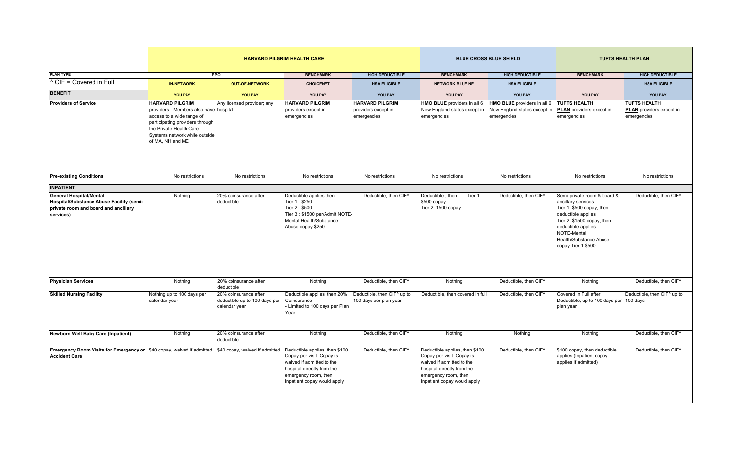| | HARVARD PILGRIM HEALTH CARE | | | | BLUE CROSS BLUE SHIELD | | TUFTS HEALTH PLAN | |
|---|---|---|---|---|---|---|---|---|
| **PLAN TYPE** | PPO | | BENCHMARK | HIGH DEDUCTIBLE | BENCHMARK | HIGH DEDUCTIBLE | BENCHMARK | HIGH DEDUCTIBLE |
| ^ CIF = Covered in Full | IN-NETWORK | OUT-OF-NETWORK | CHOICENET | HSA ELIGIBLE | NETWORK BLUE NE | HSA ELIGIBLE | | HSA ELIGIBLE |
| **BENEFIT** | YOU PAY | YOU PAY | YOU PAY | YOU PAY | YOU PAY | YOU PAY | YOU PAY | YOU PAY |
| **Providers of Service** | **HARVARD PILGRIM** providers - Members also have access to a wide range of participating providers through the Private Health Care Systems network while outside of MA, NH and ME | Any licensed provider; any hospital | **HARVARD PILGRIM** providers except in emergencies | **HARVARD PILGRIM** providers except in emergencies | **HMO BLUE** providers in all 6 New England states except in emergencies | **HMO BLUE** providers in all 6 New England states except in emergencies | **TUFTS HEALTH PLAN** providers except in emergencies | **TUFTS HEALTH PLAN** providers except in emergencies |
| **Pre-existing Conditions** | No restrictions | No restrictions | No restrictions | No restrictions | No restrictions | No restrictions | No restrictions | No restrictions |
| **INPATIENT** | | | | | | | | |
| **General Hospital/Mental Hospital/Substance Abuse Facility (semi-private room and board and ancillary services)** | Nothing | 20% coinsurance after deductible | Deductible applies then: Tier 1 : $250 Tier 2 : $500 Tier 3 : $1500 per/Admit NOTE-Mental Health/Substance Abuse copay $250 | Deductible, then CIF^ | Deductible , then Tier 1: $500 copay Tier 2: 1500 copay | Deductible, then CIF^ | Semi-private room & board & ancillary services Tier 1: $500 copay, then deductible applies Tier 2: $1500 copay, then deductible applies NOTE-Mental Health/Substance Abuse copay Tier 1 $500 | Deductible, then CIF^ |
| **Physician Services** | Nothing | 20% coinsurance after deductible | Nothing | Deductible, then CIF^ | Nothing | Deductible, then CIF^ | Nothing | Deductible, then CIF^ |
| **Skilled Nursing Facility** | Nothing up to 100 days per calendar year | 20% coinsurance after deductible up to 100 days per calendar year | Deductible applies, then 20% Coinsurance - Limited to 100 days per Plan Year | Deductible, then CIF^ up to 100 days per plan year | Deductible, then covered in full | Deductible, then CIF^ | Covered in Full after Deductible, up to 100 days per plan year | Deductible, then CIF^ up to 100 days |
| **Newborn Well Baby Care (Inpatient)** | Nothing | 20% coinsurance after deductible | Nothing | Deductible, then CIF^ | Nothing | Nothing | Nothing | Deductible, then CIF^ |
| **Emergency Room Visits for Emergency or Accident Care** | $40 copay, waived if admitted | $40 copay, waived if admitted | Deductible applies, then $100 Copay per visit. Copay is waived if admitted to the hospital directly from the emergency room, then Inpatient copay would apply | Deductible, then CIF^ | Deductible applies, then $100 Copay per visit. Copay is waived if admitted to the hospital directly from the emergency room, then Inpatient copay would apply | Deductible, then CIF^ | $100 copay, then deductible applies (Inpatient copay applies if admitted) | Deductible, then CIF^ |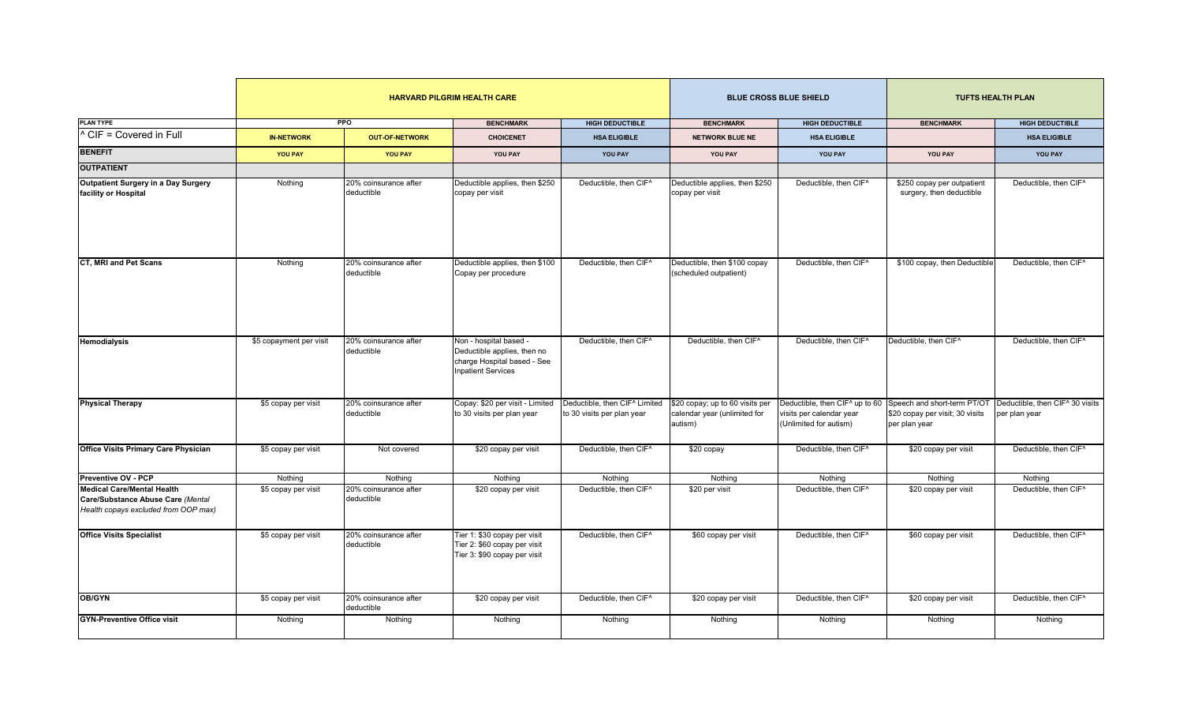| | HARVARD PILGRIM HEALTH CARE | | | | BLUE CROSS BLUE SHIELD | | TUFTS HEALTH PLAN | |
|---|---|---|---|---|---|---|---|---|
| PLAN TYPE | PPO | | BENCHMARK | HIGH DEDUCTIBLE | BENCHMARK | HIGH DEDUCTIBLE | BENCHMARK | HIGH DEDUCTIBLE |
| ^ CIF = Covered in Full | IN-NETWORK | OUT-OF-NETWORK | CHOICENET | HSA ELIGIBLE | NETWORK BLUE NE | HSA ELIGIBLE | | HSA ELIGIBLE |
| BENEFIT | YOU PAY | YOU PAY | YOU PAY | YOU PAY | YOU PAY | YOU PAY | YOU PAY | YOU PAY |
| **OUTPATIENT** | | | | | | | | |
| **Outpatient Surgery in a Day Surgery facility or Hospital** | Nothing | 20% coinsurance after deductible | Deductible applies, then $250 copay per visit | Deductible, then CIF^ | Deductible applies, then $250 copay per visit | Deductible, then CIF^ | $250 copay per outpatient surgery, then deductible | Deductible, then CIF^ |
| **CT, MRI and Pet Scans** | Nothing | 20% coinsurance after deductible | Deductible applies, then $100 Copay per procedure | Deductible, then CIF^ | Deductible, then $100 copay (scheduled outpatient) | Deductible, then CIF^ | $100 copay, then Deductible | Deductible, then CIF^ |
| **Hemodialysis** | $5 copayment per visit | 20% coinsurance after deductible | Non - hospital based - Deductible applies, then no charge Hospital based - See Inpatient Services | Deductible, then CIF^ | Deductible, then CIF^ | Deductible, then CIF^ | Deductible, then CIF^ | Deductible, then CIF^ |
| **Physical Therapy** | $5 copay per visit | 20% coinsurance after deductible | Copay: $20 per visit - Limited to 30 visits per plan year | Deductible, then CIF^ Limited to 30 visits per plan year | $20 copay; up to 60 visits per calendar year (unlimited for autism) | Deductible, then CIF^ up to 60 visits per calendar year (Unlimited for autism) | Speech and short-term PT/OT $20 copay per visit; 30 visits per plan year | Deductible, then CIF^ 30 visits per plan year |
| **Office Visits Primary Care Physician** | $5 copay per visit | Not covered | $20 copay per visit | Deductible, then CIF^ | $20 copay | Deductible, then CIF^ | $20 copay per visit | Deductible, then CIF^ |
| **Preventive OV - PCP** | Nothing | Nothing | Nothing | Nothing | Nothing | Nothing | Nothing | Nothing |
| **Medical Care/Mental Health Care/Substance Abuse Care** *(Mental Health copays excluded from OOP max)* | $5 copay per visit | 20% coinsurance after deductible | $20 copay per visit | Deductible, then CIF^ | $20 per visit | Deductible, then CIF^ | $20 copay per visit | Deductible, then CIF^ |
| **Office Visits Specialist** | $5 copay per visit | 20% coinsurance after deductible | Tier 1: $30 copay per visit Tier 2: $60 copay per visit Tier 3: $90 copay per visit | Deductible, then CIF^ | $60 copay per visit | Deductible, then CIF^ | $60 copay per visit | Deductible, then CIF^ |
| **OB/GYN** | $5 copay per visit | 20% coinsurance after deductible | $20 copay per visit | Deductible, then CIF^ | $20 copay per visit | Deductible, then CIF^ | $20 copay per visit | Deductible, then CIF^ |
| **GYN-Preventive Office visit** | Nothing | Nothing | Nothing | Nothing | Nothing | Nothing | Nothing | Nothing |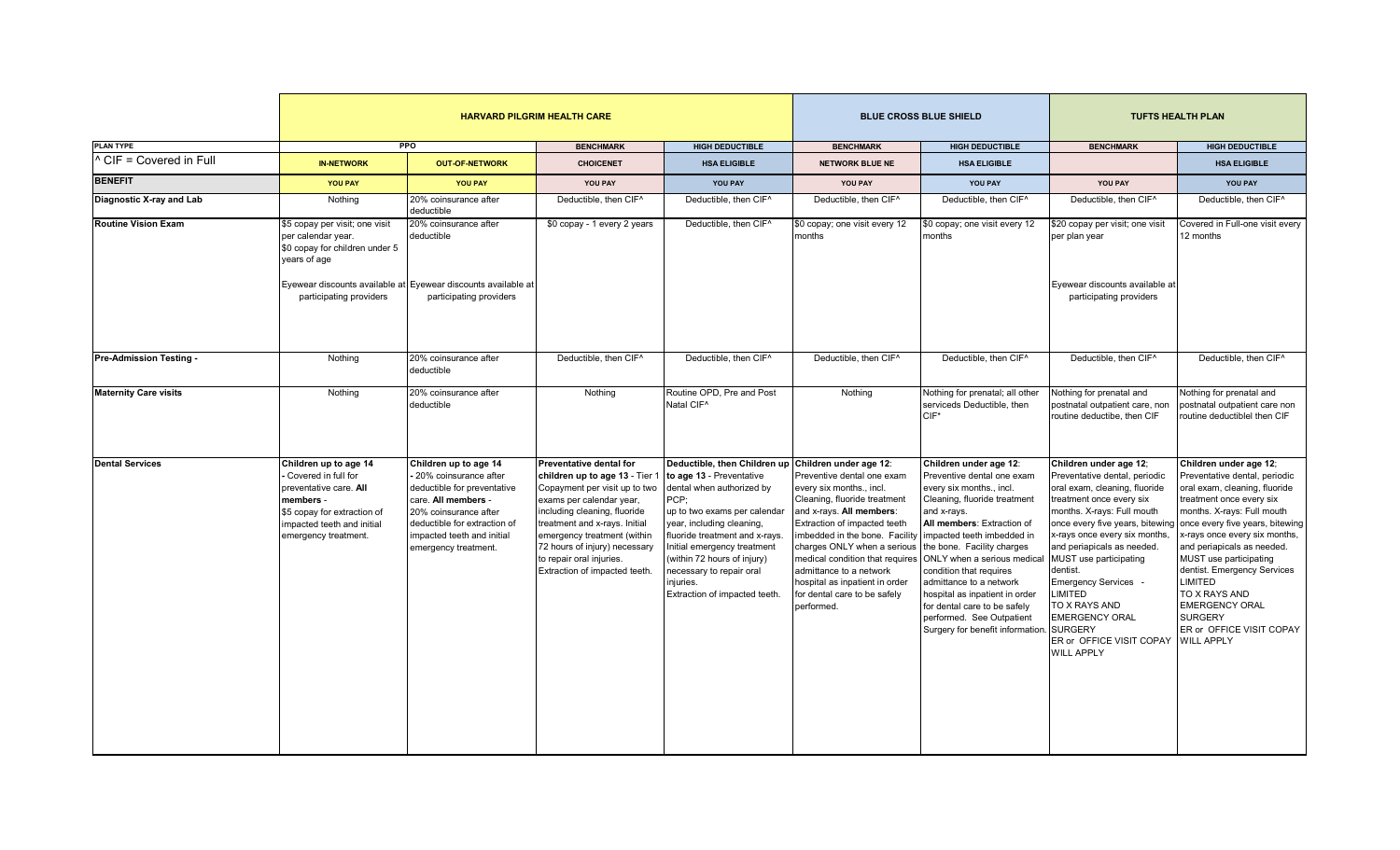| | HARVARD PILGRIM HEALTH CARE | | | | BLUE CROSS BLUE SHIELD | | TUFTS HEALTH PLAN | |
|---|---|---|---|---|---|---|---|---|
| **PLAN TYPE** | PPO | | BENCHMARK | HIGH DEDUCTIBLE | BENCHMARK | HIGH DEDUCTIBLE | BENCHMARK | HIGH DEDUCTIBLE |
| ^ CIF = Covered in Full | IN-NETWORK | OUT-OF-NETWORK | CHOICENET | HSA ELIGIBLE | NETWORK BLUE NE | HSA ELIGIBLE | | HSA ELIGIBLE |
| **BENEFIT** | YOU PAY | YOU PAY | YOU PAY | YOU PAY | YOU PAY | YOU PAY | YOU PAY | YOU PAY |
| **Diagnostic X-ray and Lab** | Nothing | 20% coinsurance after deductible | Deductible, then CIF^ | Deductible, then CIF^ | Deductible, then CIF^ | Deductible, then CIF^ | Deductible, then CIF^ | Deductible, then CIF^ |
| **Routine Vision Exam** | $5 copay per visit; one visit per calendar year. $0 copay for children under 5 years of age<br><br>Eyewear discounts available at participating providers | 20% coinsurance after deductible<br><br>Eyewear discounts available at participating providers | $0 copay - 1 every 2 years | Deductible, then CIF^ | $0 copay; one visit every 12 months | $0 copay; one visit every 12 months | $20 copay per visit; one visit per plan year<br><br>Eyewear discounts available at participating providers | Covered in Full-one visit every 12 months |
| **Pre-Admission Testing -** | Nothing | 20% coinsurance after deductible | Deductible, then CIF^ | Deductible, then CIF^ | Deductible, then CIF^ | Deductible, then CIF^ | Deductible, then CIF^ | Deductible, then CIF^ |
| **Maternity Care visits** | Nothing | 20% coinsurance after deductible | Nothing | Routine OPD, Pre and Post Natal CIF^ | Nothing | Nothing for prenatal; all other serviceds Deductible, then CIF* | Nothing for prenatal and postnatal outpatient care, non routine deductibe, then CIF | Nothing for prenatal and postnatal outpatient care non routine deductiblel then CIF |
| **Dental Services** | **Children up to age 14** - Covered in full for preventative care. **All members** - $5 copay for extraction of impacted teeth and initial emergency treatment. | **Children up to age 14** - 20% coinsurance after deductible for preventative care. **All members** - 20% coinsurance after deductible for extraction of impacted teeth and initial emergency treatment. | **Preventative dental for children up to age 13** - Tier 1 Copayment per visit up to two exams per calendar year, including cleaning, fluoride treatment and x-rays. Initial emergency treatment (within 72 hours of injury) necessary to repair oral injuries. Extraction of impacted teeth. | **Deductible, then Children up to age 13** - Preventative dental when authorized by PCP; up to two exams per calendar year, including cleaning, fluoride treatment and x-rays. Initial emergency treatment (within 72 hours of injury) necessary to repair oral injuries. Extraction of impacted teeth. | **Children under age 12**: Preventive dental one exam every six months., incl. Cleaning, fluoride treatment and x-rays. **All members**: Extraction of impacted teeth imbedded in the bone. Facility charges ONLY when a serious medical condition that requires admittance to a network hospital as inpatient in order for dental care to be safely performed. | **Children under age 12**: Preventive dental one exam every six months., incl. Cleaning, fluoride treatment and x-rays. **All members**: Extraction of impacted teeth imbedded in the bone. Facility charges ONLY when a serious medical condition that requires admittance to a network hospital as inpatient in order for dental care to be safely performed. See Outpatient Surgery for benefit information. | **Children under age 12**; Preventative dental, periodic oral exam, cleaning, fluoride treatment once every six months. X-rays: Full mouth once every five years, bitewing x-rays once every six months, and periapicals as needed. MUST use participating dentist. Emergency Services - LIMITED TO X RAYS AND EMERGENCY ORAL SURGERY ER or OFFICE VISIT COPAY WILL APPLY | **Children under age 12**; Preventative dental, periodic oral exam, cleaning, fluoride treatment once every six months. X-rays: Full mouth once every five years, bitewing x-rays once every six months, and periapicals as needed. MUST use participating dentist. Emergency Services LIMITED TO X RAYS AND EMERGENCY ORAL SURGERY ER or OFFICE VISIT COPAY WILL APPLY |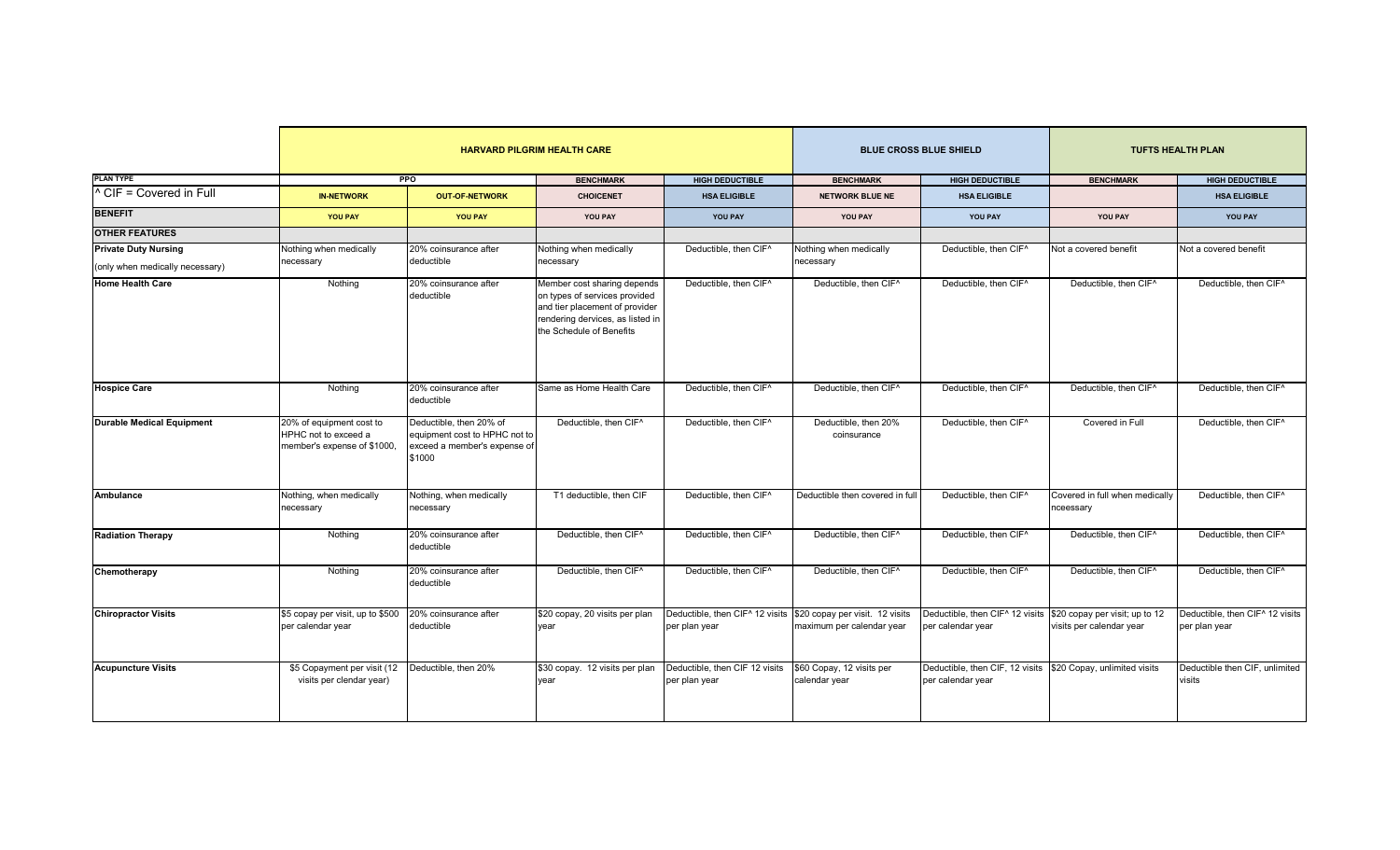| | HARVARD PILGRIM HEALTH CARE | | | | BLUE CROSS BLUE SHIELD | | TUFTS HEALTH PLAN | |
|---|---|---|---|---|---|---|---|---|
| PLAN TYPE | PPO | | BENCHMARK | HIGH DEDUCTIBLE | BENCHMARK | HIGH DEDUCTIBLE | BENCHMARK | HIGH DEDUCTIBLE |
| ^ CIF = Covered in Full | IN-NETWORK | OUT-OF-NETWORK | CHOICENET | HSA ELIGIBLE | NETWORK BLUE NE | HSA ELIGIBLE | | HSA ELIGIBLE |
| BENEFIT | YOU PAY | YOU PAY | YOU PAY | YOU PAY | YOU PAY | YOU PAY | YOU PAY | YOU PAY |
| **OTHER FEATURES** | | | | | | | | |
| **Private Duty Nursing** (only when medically necessary) | Nothing when medically necessary | 20% coinsurance after deductible | Nothing when medically necessary | Deductible, then CIF^ | Nothing when medically necessary | Deductible, then CIF^ | Not a covered benefit | Not a covered benefit |
| **Home Health Care** | Nothing | 20% coinsurance after deductible | Member cost sharing depends on types of services provided and tier placement of provider rendering dervices, as listed in the Schedule of Benefits | Deductible, then CIF^ | Deductible, then CIF^ | Deductible, then CIF^ | Deductible, then CIF^ | Deductible, then CIF^ |
| **Hospice Care** | Nothing | 20% coinsurance after deductible | Same as Home Health Care | Deductible, then CIF^ | Deductible, then CIF^ | Deductible, then CIF^ | Deductible, then CIF^ | Deductible, then CIF^ |
| **Durable Medical Equipment** | 20% of equipment cost to HPHC not to exceed a member's expense of $1000, | Deductible, then 20% of equipment cost to HPHC not to exceed a member's expense of $1000 | Deductible, then CIF^ | Deductible, then CIF^ | Deductible, then 20% coinsurance | Deductible, then CIF^ | Covered in Full | Deductible, then CIF^ |
| **Ambulance** | Nothing, when medically necessary | Nothing, when medically necessary | T1 deductible, then CIF | Deductible, then CIF^ | Deductible then covered in full | Deductible, then CIF^ | Covered in full when medically nceessary | Deductible, then CIF^ |
| **Radiation Therapy** | Nothing | 20% coinsurance after deductible | Deductible, then CIF^ | Deductible, then CIF^ | Deductible, then CIF^ | Deductible, then CIF^ | Deductible, then CIF^ | Deductible, then CIF^ |
| **Chemotherapy** | Nothing | 20% coinsurance after deductible | Deductible, then CIF^ | Deductible, then CIF^ | Deductible, then CIF^ | Deductible, then CIF^ | Deductible, then CIF^ | Deductible, then CIF^ |
| **Chiropractor Visits** | $5 copay per visit, up to $500 per calendar year | 20% coinsurance after deductible | $20 copay, 20 visits per plan year | Deductible, then CIF^ 12 visits per plan year | $20 copay per visit. 12 visits maximum per calendar year | Deductible, then CIF^ 12 visits per calendar year | $20 copay per visit; up to 12 visits per calendar year | Deductible, then CIF^ 12 visits per plan year |
| **Acupuncture Visits** | $5 Copayment per visit (12 visits per clendar year) | Deductible, then 20% | $30 copay. 12 visits per plan year | Deductible, then CIF 12 visits per plan year | $60 Copay, 12 visits per calendar year | Deductible, then CIF, 12 visits per calendar year | $20 Copay, unlimited visits | Deductible then CIF, unlimited visits |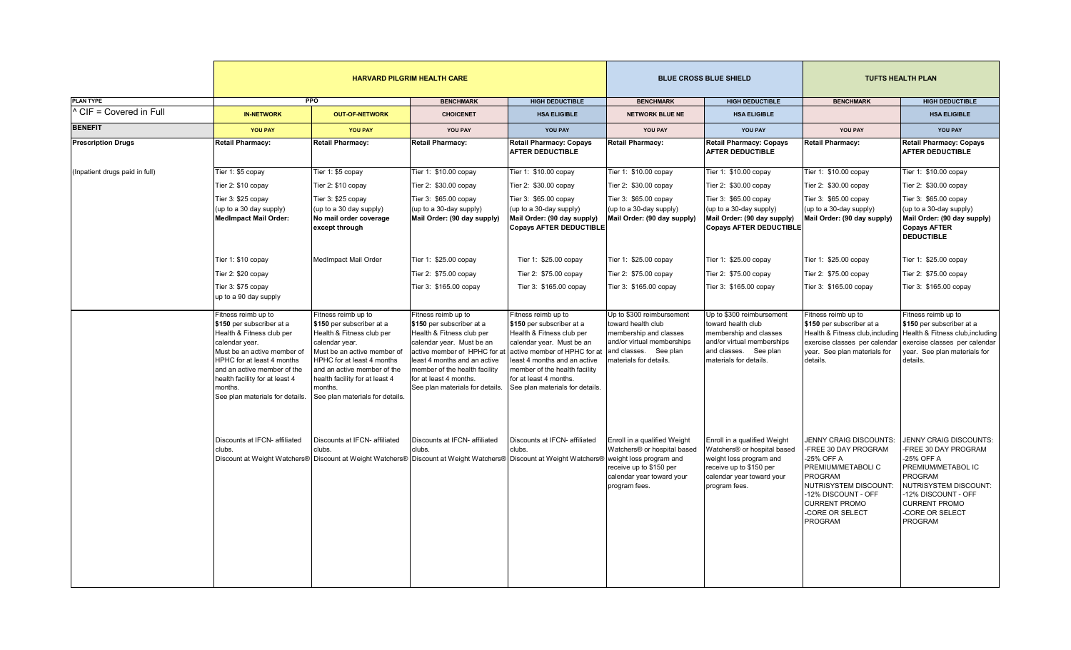| | HARVARD PILGRIM HEALTH CARE | | | | BLUE CROSS BLUE SHIELD | | TUFTS HEALTH PLAN | |
|---|---|---|---|---|---|---|---|---|
| **PLAN TYPE** | PPO | | BENCHMARK | HIGH DEDUCTIBLE | BENCHMARK | HIGH DEDUCTIBLE | BENCHMARK | HIGH DEDUCTIBLE |
| ^ CIF = Covered in Full | IN-NETWORK | OUT-OF-NETWORK | CHOICENET | HSA ELIGIBLE | NETWORK BLUE NE | HSA ELIGIBLE | | HSA ELIGIBLE |
| **BENEFIT** | YOU PAY | YOU PAY | YOU PAY | YOU PAY | YOU PAY | YOU PAY | YOU PAY | YOU PAY |
| **Prescription Drugs** | **Retail Pharmacy:** | **Retail Pharmacy:** | **Retail Pharmacy:** | **Retail Pharmacy: Copays AFTER DEDUCTIBLE** | **Retail Pharmacy:** | **Retail Pharmacy: Copays AFTER DEDUCTIBLE** | **Retail Pharmacy:** | **Retail Pharmacy: Copays AFTER DEDUCTIBLE** |
| (Inpatient drugs paid in full) | Tier 1: $5 copay | Tier 1: $5 copay | Tier 1: $10.00 copay | Tier 1: $10.00 copay | Tier 1: $10.00 copay | Tier 1: $10.00 copay | Tier 1: $10.00 copay | Tier 1: $10.00 copay |
| | Tier 2: $10 copay | Tier 2: $10 copay | Tier 2: $30.00 copay | Tier 2: $30.00 copay | Tier 2: $30.00 copay | Tier 2: $30.00 copay | Tier 2: $30.00 copay | Tier 2: $30.00 copay |
| | Tier 3: $25 copay (up to a 30 day supply) **MedImpact Mail Order:** | Tier 3: $25 copay (up to a 30 day supply) **No mail order coverage except through** | Tier 3: $65.00 copay (up to a 30-day supply) **Mail Order: (90 day supply)** | Tier 3: $65.00 copay (up to a 30-day supply) **Mail Order: (90 day supply) Copays AFTER DEDUCTIBLE** | Tier 3: $65.00 copay (up to a 30-day supply) **Mail Order: (90 day supply)** | Tier 3: $65.00 copay (up to a 30-day supply) **Mail Order: (90 day supply) Copays AFTER DEDUCTIBLE** | Tier 3: $65.00 copay (up to a 30-day supply) **Mail Order: (90 day supply)** | Tier 3: $65.00 copay (up to a 30-day supply) **Mail Order: (90 day supply) Copays AFTER DEDUCTIBLE** |
| | Tier 1: $10 copay | MedImpact Mail Order | Tier 1: $25.00 copay | Tier 1: $25.00 copay | Tier 1: $25.00 copay | Tier 1: $25.00 copay | Tier 1: $25.00 copay | Tier 1: $25.00 copay |
| | Tier 2: $20 copay | | Tier 2: $75.00 copay | Tier 2: $75.00 copay | Tier 2: $75.00 copay | Tier 2: $75.00 copay | Tier 2: $75.00 copay | Tier 2: $75.00 copay |
| | Tier 3: $75 copay up to a 90 day supply | | Tier 3: $165.00 copay | Tier 3: $165.00 copay | Tier 3: $165.00 copay | Tier 3: $165.00 copay | Tier 3: $165.00 copay | Tier 3: $165.00 copay |
| | Fitness reimb up to **$150** per subscriber at a Health & Fitness club per calendar year. Must be an active member of HPHC for at least 4 months and an active member of the health facility for at least 4 months. See plan materials for details. | Fitness reimb up to **$150** per subscriber at a Health & Fitness club per calendar year. Must be an active member of HPHC for at least 4 months and an active member of the health facility for at least 4 months. See plan materials for details. | Fitness reimb up to **$150** per subscriber at a Health & Fitness club per calendar year. Must be an active member of HPHC for at least 4 months and an active member of the health facility for at least 4 months. See plan materials for details. | Fitness reimb up to **$150** per subscriber at a Health & Fitness club per calendar year. Must be an active member of HPHC for at least 4 months and an active member of the health facility for at least 4 months. See plan materials for details. | Up to $300 reimbursement toward health club membership and classes and/or virtual memberships and classes. See plan materials for details. | Up to $300 reimbursement toward health club membership and classes and/or virtual memberships and classes. See plan materials for details. | Fitness reimb up to **$150** per subscriber at a Health & Fitness club,including exercise classes per calendar year. See plan materials for details. | Fitness reimb up to **$150** per subscriber at a Health & Fitness club,including exercise classes per calendar year. See plan materials for details. |
| | Discounts at IFCN- affiliated clubs. Discount at Weight Watchers® | Discounts at IFCN- affiliated clubs. Discount at Weight Watchers® | Discounts at IFCN- affiliated clubs. Discount at Weight Watchers® | Discounts at IFCN- affiliated clubs. Discount at Weight Watchers® | Enroll in a qualified Weight Watchers® or hospital based weight loss program and receive up to $150 per calendar year toward your program fees. | Enroll in a qualified Weight Watchers® or hospital based weight loss program and receive up to $150 per calendar year toward your program fees. | JENNY CRAIG DISCOUNTS: -FREE 30 DAY PROGRAM -25% OFF A PREMIUM/METABOLI C PROGRAM NUTRISYSTEM DISCOUNT: -12% DISCOUNT - OFF CURRENT PROMO -CORE OR SELECT PROGRAM | JENNY CRAIG DISCOUNTS: -FREE 30 DAY PROGRAM -25% OFF A PREMIUM/METABOL IC PROGRAM NUTRISYSTEM DISCOUNT: -12% DISCOUNT - OFF CURRENT PROMO -CORE OR SELECT PROGRAM |